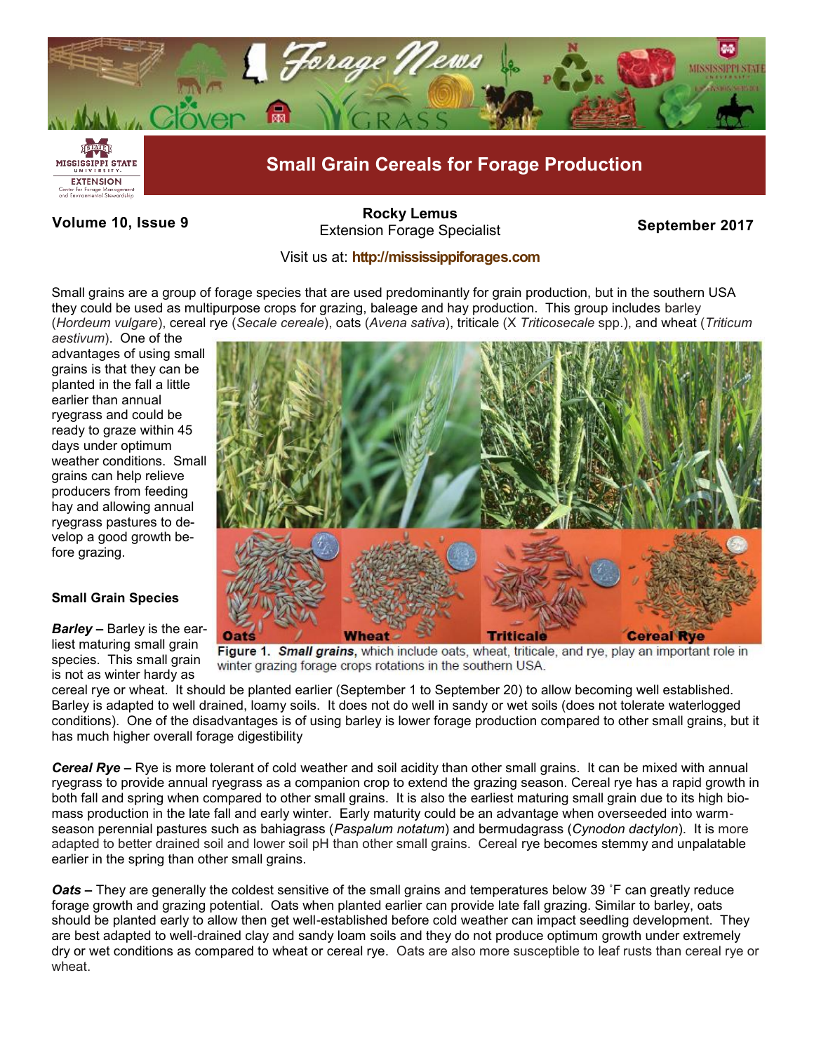# Small Grain Cereals for Forage Production

**Volume 10, Issue 9**

**Rocky Lemus**
Extension Forage Specialist

**September 2017**

Visit us at: **http://mississippiforages.com**

Small grains are a group of forage species that are used predominantly for grain production, but in the southern USA they could be used as multipurpose crops for grazing, baleage and hay production. This group includes barley (*Hordeum vulgare*), cereal rye (*Secale cereale*), oats (*Avena sativa*), triticale (X *Triticosecale* spp.), and wheat (*Triticum aestivum*). One of the advantages of using small grains is that they can be planted in the fall a little earlier than annual ryegrass and could be ready to graze within 45 days under optimum weather conditions. Small grains can help relieve producers from feeding hay and allowing annual ryegrass pastures to develop a good growth before grazing.

**Figure 1.** ***Small grains,*** which include oats, wheat, triticale, and rye, play an important role in winter grazing forage crops rotations in the southern USA.

### Small Grain Species

***Barley –*** Barley is the earliest maturing small grain species. This small grain is not as winter hardy as cereal rye or wheat. It should be planted earlier (September 1 to September 20) to allow becoming well established. Barley is adapted to well drained, loamy soils. It does not do well in sandy or wet soils (does not tolerate waterlogged conditions). One of the disadvantages is of using barley is lower forage production compared to other small grains, but it has much higher overall forage digestibility

***Cereal Rye –*** Rye is more tolerant of cold weather and soil acidity than other small grains. It can be mixed with annual ryegrass to provide annual ryegrass as a companion crop to extend the grazing season. Cereal rye has a rapid growth in both fall and spring when compared to other small grains. It is also the earliest maturing small grain due to its high biomass production in the late fall and early winter. Early maturity could be an advantage when overseeded into warm-season perennial pastures such as bahiagrass (*Paspalum notatum*) and bermudagrass (*Cynodon dactylon*). It is more adapted to better drained soil and lower soil pH than other small grains. Cereal rye becomes stemmy and unpalatable earlier in the spring than other small grains.

***Oats –*** They are generally the coldest sensitive of the small grains and temperatures below 39 ˚F can greatly reduce forage growth and grazing potential. Oats when planted earlier can provide late fall grazing. Similar to barley, oats should be planted early to allow then get well-established before cold weather can impact seedling development. They are best adapted to well-drained clay and sandy loam soils and they do not produce optimum growth under extremely dry or wet conditions as compared to wheat or cereal rye. Oats are also more susceptible to leaf rusts than cereal rye or wheat.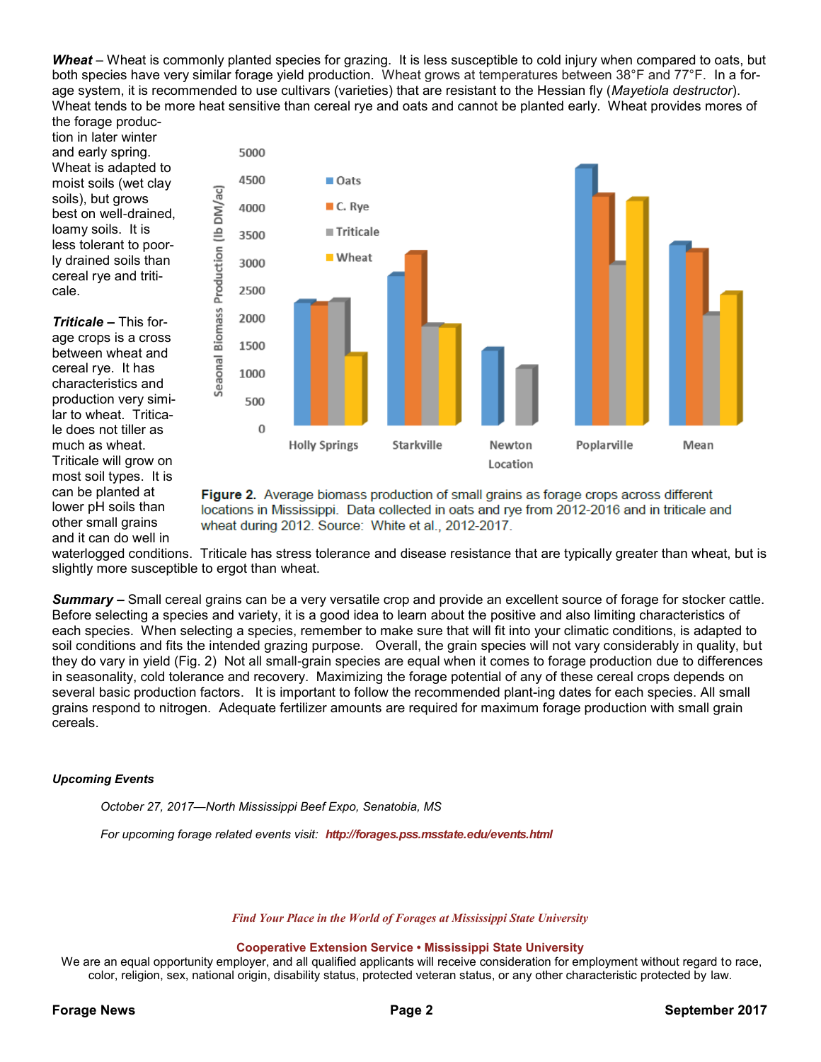***Wheat*** – Wheat is commonly planted species for grazing. It is less susceptible to cold injury when compared to oats, but both species have very similar forage yield production. Wheat grows at temperatures between 38°F and 77°F. In a forage system, it is recommended to use cultivars (varieties) that are resistant to the Hessian fly (*Mayetiola destructor*). Wheat tends to be more heat sensitive than cereal rye and oats and cannot be planted early. Wheat provides mores of the forage production in later winter and early spring. Wheat is adapted to moist soils (wet clay soils), but grows best on well-drained, loamy soils. It is less tolerant to poorly drained soils than cereal rye and triticale.

***Triticale –*** This forage crops is a cross between wheat and cereal rye. It has characteristics and production very similar to wheat. Triticale does not tiller as much as wheat. Triticale will grow on most soil types. It is can be planted at lower pH soils than other small grains and it can do well in waterlogged conditions. Triticale has stress tolerance and disease resistance that are typically greater than wheat, but is slightly more susceptible to ergot than wheat.

Seasonal Biomass Production (lb DM/ac)

5000
4500
4000
3500
3000
2500
2000
1500
1000
500
0

Oats
C. Rye
Triticale
Wheat

Holly Springs
Starkville
Newton
Poplarville
Mean

Location

**Figure 2.** Average biomass production of small grains as forage crops across different locations in Mississippi. Data collected in oats and rye from 2012-2016 and in triticale and wheat during 2012. Source: White et al., 2012-2017.

***Summary –*** Small cereal grains can be a very versatile crop and provide an excellent source of forage for stocker cattle. Before selecting a species and variety, it is a good idea to learn about the positive and also limiting characteristics of each species. When selecting a species, remember to make sure that will fit into your climatic conditions, is adapted to soil conditions and fits the intended grazing purpose. Overall, the grain species will not vary considerably in quality, but they do vary in yield (Fig. 2) Not all small-grain species are equal when it comes to forage production due to differences in seasonality, cold tolerance and recovery. Maximizing the forage potential of any of these cereal crops depends on several basic production factors. It is important to follow the recommended plant-ing dates for each species. All small grains respond to nitrogen. Adequate fertilizer amounts are required for maximum forage production with small grain cereals.

***Upcoming Events***

*October 27, 2017—North Mississippi Beef Expo, Senatobia, MS*

*For upcoming forage related events visit:* ***http://forages.pss.msstate.edu/events.html***

*Find Your Place in the World of Forages at Mississippi State University*

**Cooperative Extension Service • Mississippi State University**

We are an equal opportunity employer, and all qualified applicants will receive consideration for employment without regard to race, color, religion, sex, national origin, disability status, protected veteran status, or any other characteristic protected by law.